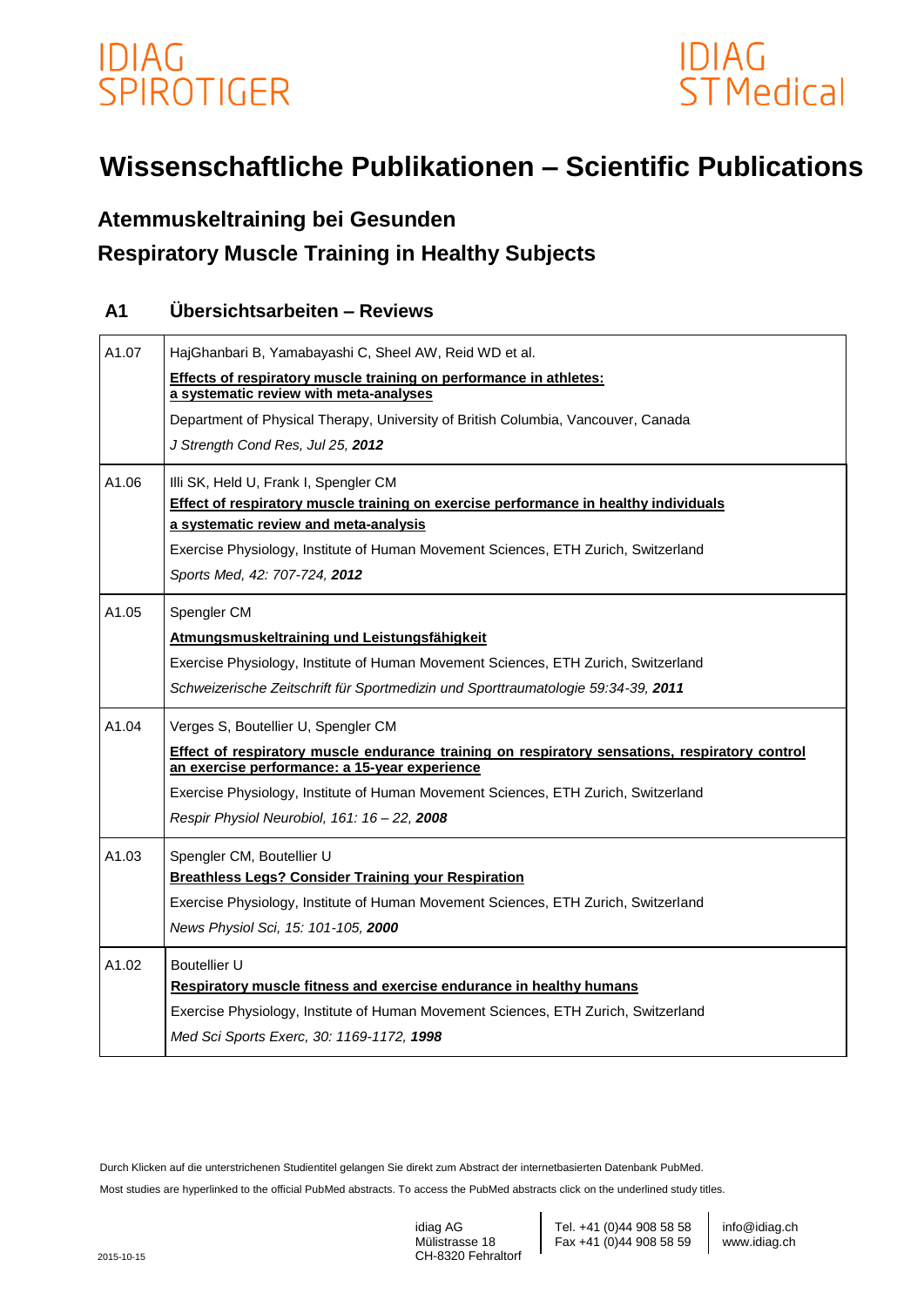IDIAG SPIROTIGER

IDIAG STMedical

# Wissenschaftliche Publikationen – Scientific Publications

## Atemmuskeltraining bei Gesunden
## Respiratory Muscle Training in Healthy Subjects

### A1 Übersichtsarbeiten – Reviews

| | |
|---|---|
| A1.07 | HajGhanbari B, Yamabayashi C, Sheel AW, Reid WD et al.<br>**Effects of respiratory muscle training on performance in athletes: a systematic review with meta-analyses**<br>Department of Physical Therapy, University of British Columbia, Vancouver, Canada<br>*J Strength Cond Res, Jul 25,* ***2012*** |
| A1.06 | Illi SK, Held U, Frank I, Spengler CM<br>**Effect of respiratory muscle training on exercise performance in healthy individuals a systematic review and meta-analysis**<br>Exercise Physiology, Institute of Human Movement Sciences, ETH Zurich, Switzerland<br>*Sports Med, 42: 707-724,* ***2012*** |
| A1.05 | Spengler CM<br>**Atmungsmuskeltraining und Leistungsfähigkeit**<br>Exercise Physiology, Institute of Human Movement Sciences, ETH Zurich, Switzerland<br>*Schweizerische Zeitschrift für Sportmedizin und Sporttraumatologie 59:34-39,* ***2011*** |
| A1.04 | Verges S, Boutellier U, Spengler CM<br>**Effect of respiratory muscle endurance training on respiratory sensations, respiratory control an exercise performance: a 15-year experience**<br>Exercise Physiology, Institute of Human Movement Sciences, ETH Zurich, Switzerland<br>*Respir Physiol Neurobiol, 161: 16 – 22,* ***2008*** |
| A1.03 | Spengler CM, Boutellier U<br>**Breathless Legs? Consider Training your Respiration**<br>Exercise Physiology, Institute of Human Movement Sciences, ETH Zurich, Switzerland<br>*News Physiol Sci, 15: 101-105,* ***2000*** |
| A1.02 | Boutellier U<br>**Respiratory muscle fitness and exercise endurance in healthy humans**<br>Exercise Physiology, Institute of Human Movement Sciences, ETH Zurich, Switzerland<br>*Med Sci Sports Exerc, 30: 1169-1172,* ***1998*** |

Durch Klicken auf die unterstrichenen Studientitel gelangen Sie direkt zum Abstract der internetbasierten Datenbank PubMed.

Most studies are hyperlinked to the official PubMed abstracts. To access the PubMed abstracts click on the underlined study titles.

2015-10-15

idiag AG
Mülistrasse 18
CH-8320 Fehraltorf

Tel. +41 (0)44 908 58 58
Fax +41 (0)44 908 58 59

info@idiag.ch
www.idiag.ch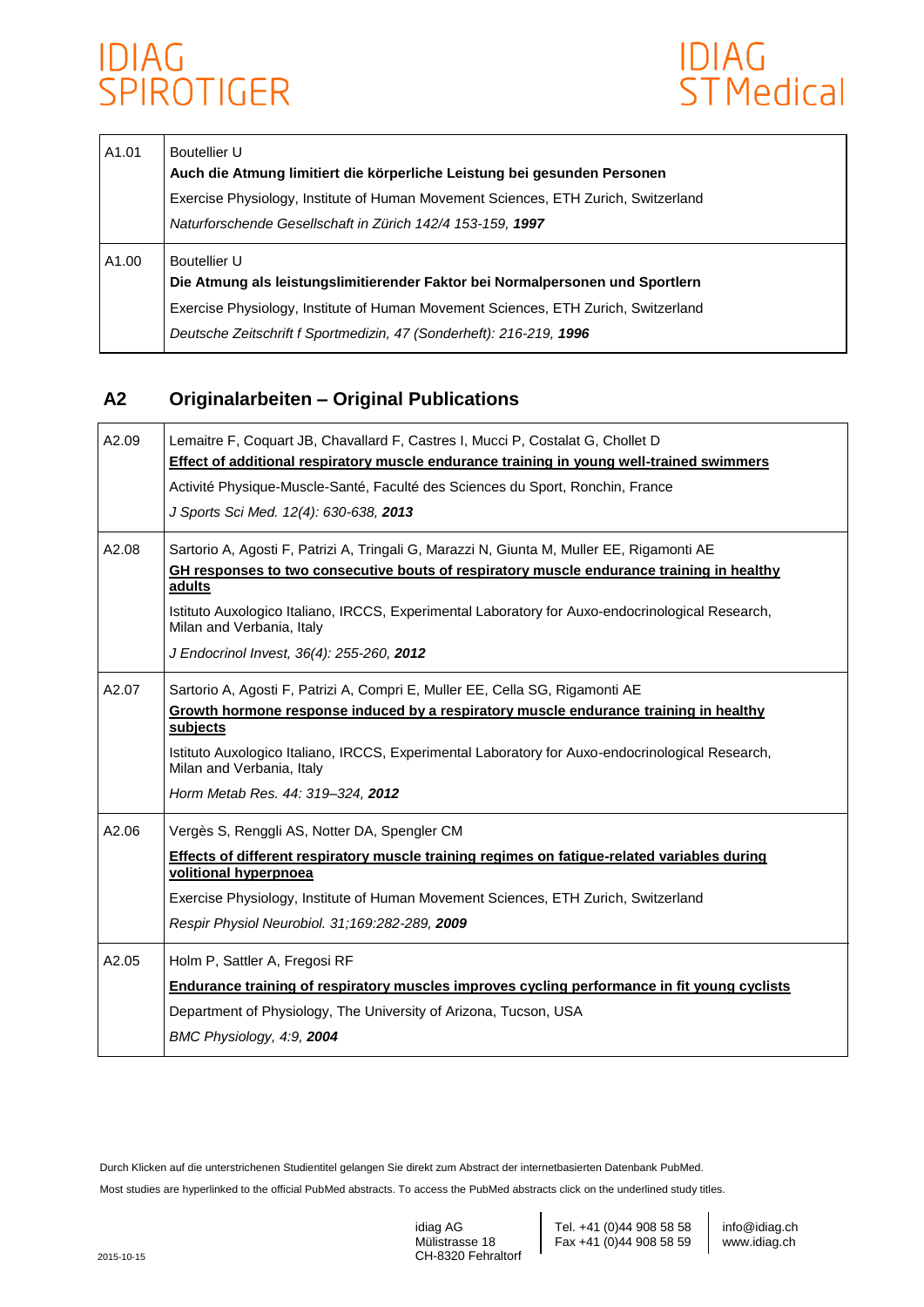| | |
|---|---|
| A1.01 | Boutellier U<br>**Auch die Atmung limitiert die körperliche Leistung bei gesunden Personen**<br>Exercise Physiology, Institute of Human Movement Sciences, ETH Zurich, Switzerland<br>*Naturforschende Gesellschaft in Zürich 142/4 153-159,* ***1997*** |
| A1.00 | Boutellier U<br>**Die Atmung als leistungslimitierender Faktor bei Normalpersonen und Sportlern**<br>Exercise Physiology, Institute of Human Movement Sciences, ETH Zurich, Switzerland<br>*Deutsche Zeitschrift f Sportmedizin, 47 (Sonderheft): 216-219,* ***1996*** |

## A2 Originalarbeiten – Original Publications

| | |
|---|---|
| A2.09 | Lemaitre F, Coquart JB, Chavallard F, Castres I, Mucci P, Costalat G, Chollet D<br>**Effect of additional respiratory muscle endurance training in young well-trained swimmers**<br>Activité Physique-Muscle-Santé, Faculté des Sciences du Sport, Ronchin, France<br>*J Sports Sci Med. 12(4): 630-638,* ***2013*** |
| A2.08 | Sartorio A, Agosti F, Patrizi A, Tringali G, Marazzi N, Giunta M, Muller EE, Rigamonti AE<br>**GH responses to two consecutive bouts of respiratory muscle endurance training in healthy adults**<br>Istituto Auxologico Italiano, IRCCS, Experimental Laboratory for Auxo-endocrinological Research, Milan and Verbania, Italy<br>*J Endocrinol Invest, 36(4): 255-260,* ***2012*** |
| A2.07 | Sartorio A, Agosti F, Patrizi A, Compri E, Muller EE, Cella SG, Rigamonti AE<br>**Growth hormone response induced by a respiratory muscle endurance training in healthy subjects**<br>Istituto Auxologico Italiano, IRCCS, Experimental Laboratory for Auxo-endocrinological Research, Milan and Verbania, Italy<br>*Horm Metab Res. 44: 319–324,* ***2012*** |
| A2.06 | Vergès S, Renggli AS, Notter DA, Spengler CM<br>**Effects of different respiratory muscle training regimes on fatigue-related variables during volitional hyperpnoea**<br>Exercise Physiology, Institute of Human Movement Sciences, ETH Zurich, Switzerland<br>*Respir Physiol Neurobiol. 31;169:282-289,* ***2009*** |
| A2.05 | Holm P, Sattler A, Fregosi RF<br>**Endurance training of respiratory muscles improves cycling performance in fit young cyclists**<br>Department of Physiology, The University of Arizona, Tucson, USA<br>*BMC Physiology, 4:9,* ***2004*** |

Durch Klicken auf die unterstrichenen Studientitel gelangen Sie direkt zum Abstract der internetbasierten Datenbank PubMed.

Most studies are hyperlinked to the official PubMed abstracts. To access the PubMed abstracts click on the underlined study titles.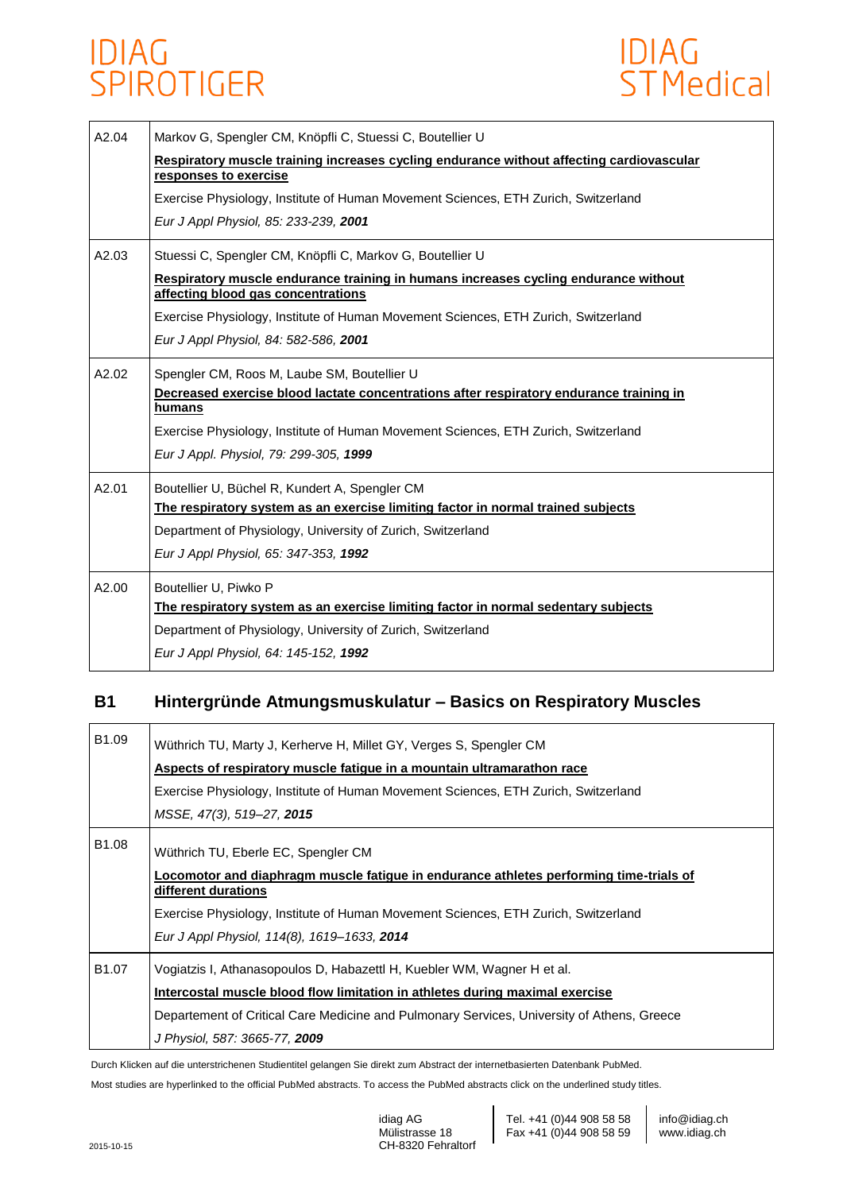| | |
|---|---|
| A2.04 | Markov G, Spengler CM, Knöpfli C, Stuessi C, Boutellier U<br>**Respiratory muscle training increases cycling endurance without affecting cardiovascular responses to exercise**<br>Exercise Physiology, Institute of Human Movement Sciences, ETH Zurich, Switzerland<br>*Eur J Appl Physiol, 85: 233-239,* ***2001*** |
| A2.03 | Stuessi C, Spengler CM, Knöpfli C, Markov G, Boutellier U<br>**Respiratory muscle endurance training in humans increases cycling endurance without affecting blood gas concentrations**<br>Exercise Physiology, Institute of Human Movement Sciences, ETH Zurich, Switzerland<br>*Eur J Appl Physiol, 84: 582-586,* ***2001*** |
| A2.02 | Spengler CM, Roos M, Laube SM, Boutellier U<br>**Decreased exercise blood lactate concentrations after respiratory endurance training in humans**<br>Exercise Physiology, Institute of Human Movement Sciences, ETH Zurich, Switzerland<br>*Eur J Appl. Physiol, 79: 299-305,* ***1999*** |
| A2.01 | Boutellier U, Büchel R, Kundert A, Spengler CM<br>**The respiratory system as an exercise limiting factor in normal trained subjects**<br>Department of Physiology, University of Zurich, Switzerland<br>*Eur J Appl Physiol, 65: 347-353,* ***1992*** |
| A2.00 | Boutellier U, Piwko P<br>**The respiratory system as an exercise limiting factor in normal sedentary subjects**<br>Department of Physiology, University of Zurich, Switzerland<br>*Eur J Appl Physiol, 64: 145-152,* ***1992*** |

## B1 Hintergründe Atmungsmuskulatur – Basics on Respiratory Muscles

| | |
|---|---|
| B1.09 | Wüthrich TU, Marty J, Kerherve H, Millet GY, Verges S, Spengler CM<br>**Aspects of respiratory muscle fatigue in a mountain ultramarathon race**<br>Exercise Physiology, Institute of Human Movement Sciences, ETH Zurich, Switzerland<br>*MSSE, 47(3), 519–27,* ***2015*** |
| B1.08 | Wüthrich TU, Eberle EC, Spengler CM<br>**Locomotor and diaphragm muscle fatigue in endurance athletes performing time-trials of different durations**<br>Exercise Physiology, Institute of Human Movement Sciences, ETH Zurich, Switzerland<br>*Eur J Appl Physiol, 114(8), 1619–1633,* ***2014*** |
| B1.07 | Vogiatzis I, Athanasopoulos D, Habazettl H, Kuebler WM, Wagner H et al.<br>**Intercostal muscle blood flow limitation in athletes during maximal exercise**<br>Departement of Critical Care Medicine and Pulmonary Services, University of Athens, Greece<br>*J Physiol, 587: 3665-77,* ***2009*** |

Durch Klicken auf die unterstrichenen Studientitel gelangen Sie direkt zum Abstract der internetbasierten Datenbank PubMed.

Most studies are hyperlinked to the official PubMed abstracts. To access the PubMed abstracts click on the underlined study titles.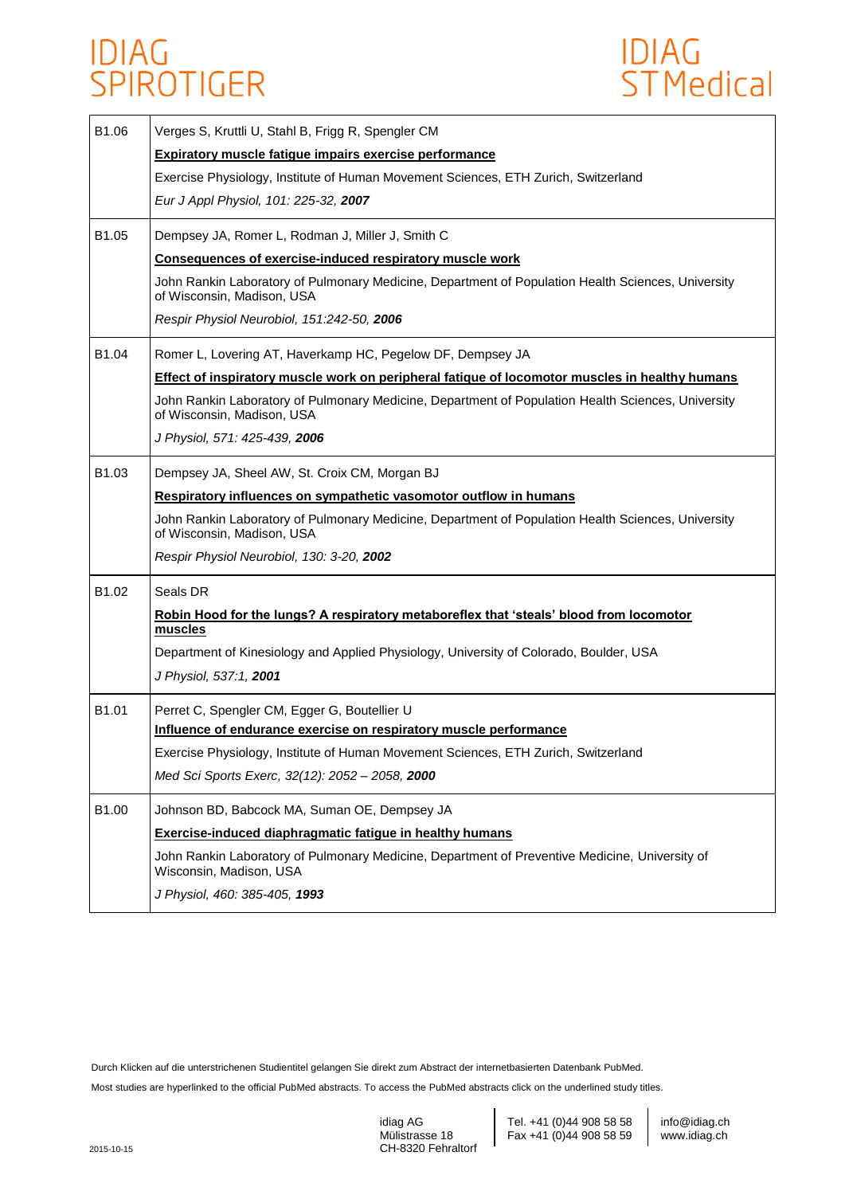| | |
|---|---|
| B1.06 | Verges S, Kruttli U, Stahl B, Frigg R, Spengler CM<br>**Expiratory muscle fatigue impairs exercise performance**<br>Exercise Physiology, Institute of Human Movement Sciences, ETH Zurich, Switzerland<br>*Eur J Appl Physiol, 101: 225-32, **2007*** |
| B1.05 | Dempsey JA, Romer L, Rodman J, Miller J, Smith C<br>**Consequences of exercise-induced respiratory muscle work**<br>John Rankin Laboratory of Pulmonary Medicine, Department of Population Health Sciences, University of Wisconsin, Madison, USA<br>*Respir Physiol Neurobiol, 151:242-50, **2006*** |
| B1.04 | Romer L, Lovering AT, Haverkamp HC, Pegelow DF, Dempsey JA<br>**Effect of inspiratory muscle work on peripheral fatigue of locomotor muscles in healthy humans**<br>John Rankin Laboratory of Pulmonary Medicine, Department of Population Health Sciences, University of Wisconsin, Madison, USA<br>*J Physiol, 571: 425-439, **2006*** |
| B1.03 | Dempsey JA, Sheel AW, St. Croix CM, Morgan BJ<br>**Respiratory influences on sympathetic vasomotor outflow in humans**<br>John Rankin Laboratory of Pulmonary Medicine, Department of Population Health Sciences, University of Wisconsin, Madison, USA<br>*Respir Physiol Neurobiol, 130: 3-20, **2002*** |
| B1.02 | Seals DR<br>**Robin Hood for the lungs? A respiratory metaboreflex that 'steals' blood from locomotor muscles**<br>Department of Kinesiology and Applied Physiology, University of Colorado, Boulder, USA<br>*J Physiol, 537:1, **2001*** |
| B1.01 | Perret C, Spengler CM, Egger G, Boutellier U<br>**Influence of endurance exercise on respiratory muscle performance**<br>Exercise Physiology, Institute of Human Movement Sciences, ETH Zurich, Switzerland<br>*Med Sci Sports Exerc, 32(12): 2052 – 2058, **2000*** |
| B1.00 | Johnson BD, Babcock MA, Suman OE, Dempsey JA<br>**Exercise-induced diaphragmatic fatigue in healthy humans**<br>John Rankin Laboratory of Pulmonary Medicine, Department of Preventive Medicine, University of Wisconsin, Madison, USA<br>*J Physiol, 460: 385-405, **1993*** |

Durch Klicken auf die unterstrichenen Studientitel gelangen Sie direkt zum Abstract der internetbasierten Datenbank PubMed.

Most studies are hyperlinked to the official PubMed abstracts. To access the PubMed abstracts click on the underlined study titles.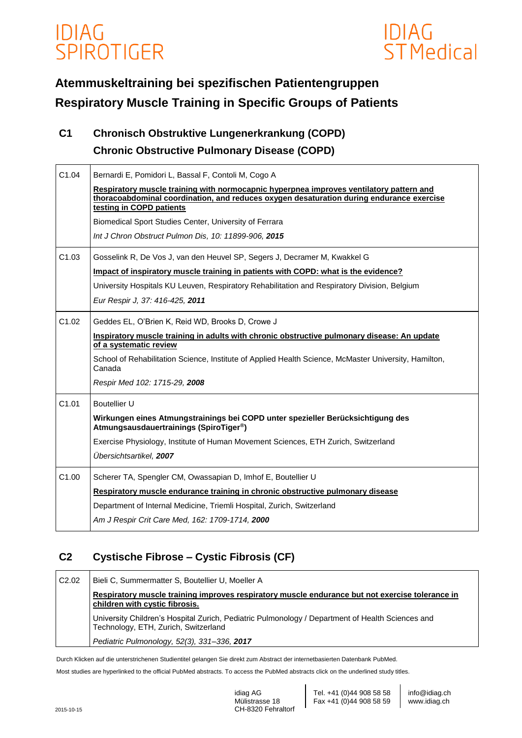IDIAG SPIROTIGER

IDIAG ST Medical

# Atemmuskeltraining bei spezifischen Patientengruppen

# Respiratory Muscle Training in Specific Groups of Patients

## C1 Chronisch Obstruktive Lungenerkrankung (COPD)

## Chronic Obstructive Pulmonary Disease (COPD)

| | |
|---|---|
| C1.04 | Bernardi E, Pomidori L, Bassal F, Contoli M, Cogo A<br>**Respiratory muscle training with normocapnic hyperpnea improves ventilatory pattern and thoracoabdominal coordination, and reduces oxygen desaturation during endurance exercise testing in COPD patients**<br>Biomedical Sport Studies Center, University of Ferrara<br>*Int J Chron Obstruct Pulmon Dis, 10: 11899-906,* ***2015*** |
| C1.03 | Gosselink R, De Vos J, van den Heuvel SP, Segers J, Decramer M, Kwakkel G<br>**Impact of inspiratory muscle training in patients with COPD: what is the evidence?**<br>University Hospitals KU Leuven, Respiratory Rehabilitation and Respiratory Division, Belgium<br>*Eur Respir J, 37: 416-425,* ***2011*** |
| C1.02 | Geddes EL, O'Brien K, Reid WD, Brooks D, Crowe J<br>**Inspiratory muscle training in adults with chronic obstructive pulmonary disease: An update of a systematic review**<br>School of Rehabilitation Science, Institute of Applied Health Science, McMaster University, Hamilton, Canada<br>*Respir Med 102: 1715-29,* ***2008*** |
| C1.01 | Boutellier U<br>**Wirkungen eines Atmungstrainings bei COPD unter spezieller Berücksichtigung des Atmungsausdauertrainings (SpiroTiger®)**<br>Exercise Physiology, Institute of Human Movement Sciences, ETH Zurich, Switzerland<br>*Übersichtsartikel,* ***2007*** |
| C1.00 | Scherer TA, Spengler CM, Owassapian D, Imhof E, Boutellier U<br>**Respiratory muscle endurance training in chronic obstructive pulmonary disease**<br>Department of Internal Medicine, Triemli Hospital, Zurich, Switzerland<br>*Am J Respir Crit Care Med, 162: 1709-1714,* ***2000*** |

## C2 Cystische Fibrose – Cystic Fibrosis (CF)

| | |
|---|---|
| C2.02 | Bieli C, Summermatter S, Boutellier U, Moeller A<br>**Respiratory muscle training improves respiratory muscle endurance but not exercise tolerance in children with cystic fibrosis.**<br>University Children's Hospital Zurich, Pediatric Pulmonology / Department of Health Sciences and Technology, ETH, Zurich, Switzerland<br>*Pediatric Pulmonology, 52(3), 331–336,* ***2017*** |

Durch Klicken auf die unterstrichenen Studientitel gelangen Sie direkt zum Abstract der internetbasierten Datenbank PubMed.

Most studies are hyperlinked to the official PubMed abstracts. To access the PubMed abstracts click on the underlined study titles.

2015-10-15

idiag AG
Mülistrasse 18
CH-8320 Fehraltorf

Tel. +41 (0)44 908 58 58
Fax +41 (0)44 908 58 59

info@idiag.ch
www.idiag.ch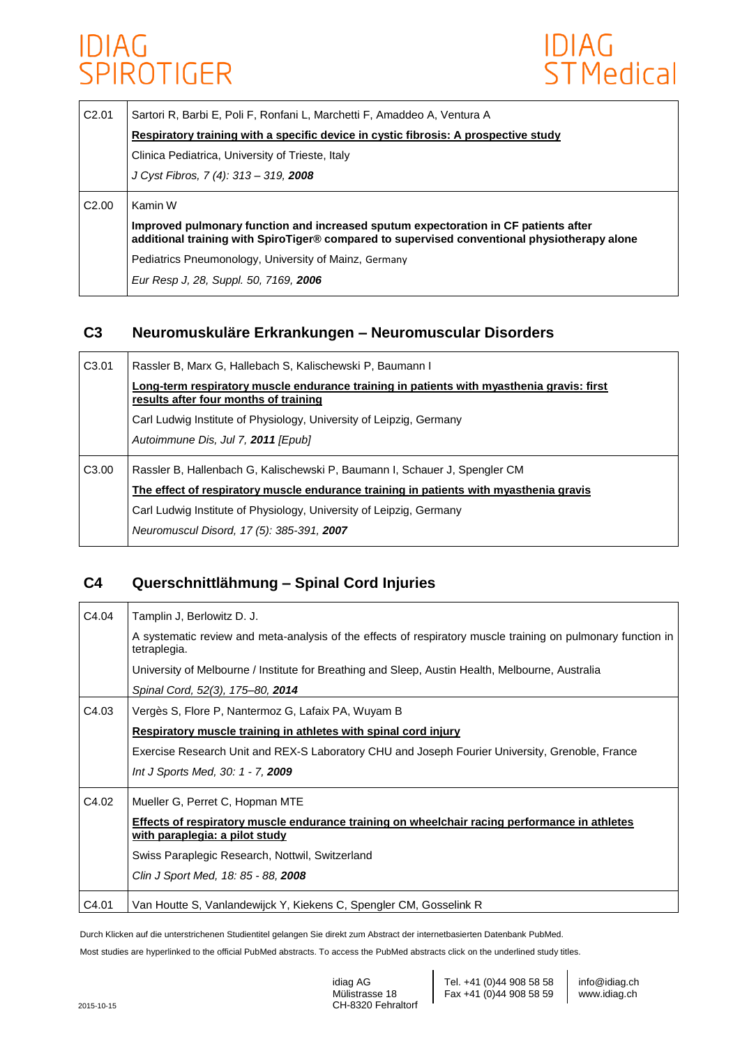| | |
|---|---|
| C2.01 | Sartori R, Barbi E, Poli F, Ronfani L, Marchetti F, Amaddeo A, Ventura A<br>**Respiratory training with a specific device in cystic fibrosis: A prospective study**<br>Clinica Pediatrica, University of Trieste, Italy<br>*J Cyst Fibros, 7 (4): 313 – 319, **2008*** |
| C2.00 | Kamin W<br>**Improved pulmonary function and increased sputum expectoration in CF patients after additional training with SpiroTiger® compared to supervised conventional physiotherapy alone**<br>Pediatrics Pneumonology, University of Mainz, Germany<br>*Eur Resp J, 28, Suppl. 50, 7169, **2006*** |

## C3 Neuromuskuläre Erkrankungen – Neuromuscular Disorders

| | |
|---|---|
| C3.01 | Rassler B, Marx G, Hallebach S, Kalischewski P, Baumann I<br>**Long-term respiratory muscle endurance training in patients with myasthenia gravis: first results after four months of training**<br>Carl Ludwig Institute of Physiology, University of Leipzig, Germany<br>*Autoimmune Dis, Jul 7, **2011** [Epub]* |
| C3.00 | Rassler B, Hallenbach G, Kalischewski P, Baumann I, Schauer J, Spengler CM<br>**The effect of respiratory muscle endurance training in patients with myasthenia gravis**<br>Carl Ludwig Institute of Physiology, University of Leipzig, Germany<br>*Neuromuscul Disord, 17 (5): 385-391, **2007*** |

## C4 Querschnittlähmung – Spinal Cord Injuries

| | |
|---|---|
| C4.04 | Tamplin J, Berlowitz D. J.<br>A systematic review and meta-analysis of the effects of respiratory muscle training on pulmonary function in tetraplegia.<br>University of Melbourne / Institute for Breathing and Sleep, Austin Health, Melbourne, Australia<br>*Spinal Cord, 52(3), 175–80, **2014*** |
| C4.03 | Vergès S, Flore P, Nantermoz G, Lafaix PA, Wuyam B<br>**Respiratory muscle training in athletes with spinal cord injury**<br>Exercise Research Unit and REX-S Laboratory CHU and Joseph Fourier University, Grenoble, France<br>*Int J Sports Med, 30: 1 - 7, **2009*** |
| C4.02 | Mueller G, Perret C, Hopman MTE<br>**Effects of respiratory muscle endurance training on wheelchair racing performance in athletes with paraplegia: a pilot study**<br>Swiss Paraplegic Research, Nottwil, Switzerland<br>*Clin J Sport Med, 18: 85 - 88, **2008*** |
| C4.01 | Van Houtte S, Vanlandewijck Y, Kiekens C, Spengler CM, Gosselink R |

Durch Klicken auf die unterstrichenen Studientitel gelangen Sie direkt zum Abstract der internetbasierten Datenbank PubMed.

Most studies are hyperlinked to the official PubMed abstracts. To access the PubMed abstracts click on the underlined study titles.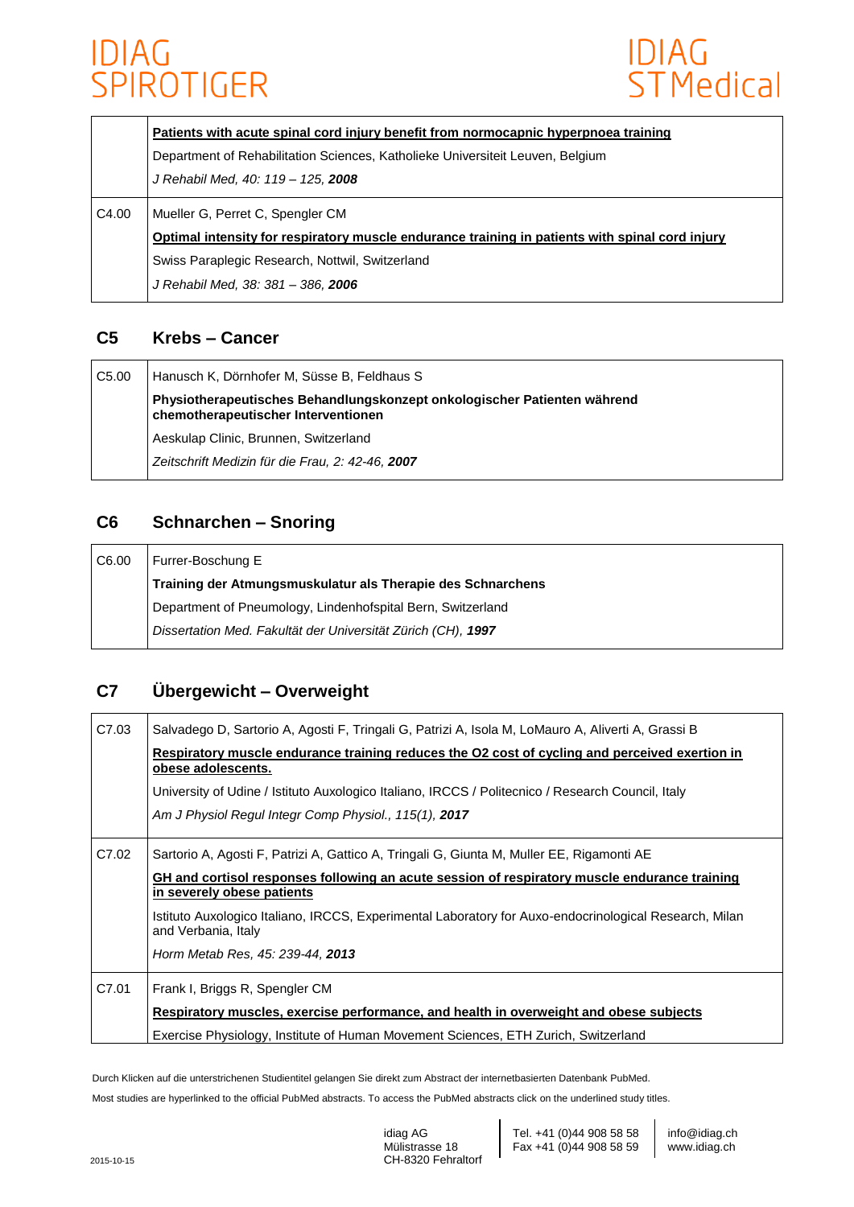| | |
|---|---|
| | **Patients with acute spinal cord injury benefit from normocapnic hyperpnoea training** |
| | Department of Rehabilitation Sciences, Katholieke Universiteit Leuven, Belgium |
| | *J Rehabil Med, 40: 119 – 125,* ***2008*** |
| C4.00 | Mueller G, Perret C, Spengler CM |
| | **Optimal intensity for respiratory muscle endurance training in patients with spinal cord injury** |
| | Swiss Paraplegic Research, Nottwil, Switzerland |
| | *J Rehabil Med, 38: 381 – 386,* ***2006*** |

## C5 Krebs – Cancer

| | |
|---|---|
| C5.00 | Hanusch K, Dörnhofer M, Süsse B, Feldhaus S |
| | **Physiotherapeutisches Behandlungskonzept onkologischer Patienten während chemotherapeutischer Interventionen** |
| | Aeskulap Clinic, Brunnen, Switzerland |
| | *Zeitschrift Medizin für die Frau, 2: 42-46,* ***2007*** |

## C6 Schnarchen – Snoring

| | |
|---|---|
| C6.00 | Furrer-Boschung E |
| | **Training der Atmungsmuskulatur als Therapie des Schnarchens** |
| | Department of Pneumology, Lindenhofspital Bern, Switzerland |
| | *Dissertation Med. Fakultät der Universität Zürich (CH),* ***1997*** |

## C7 Übergewicht – Overweight

| | |
|---|---|
| C7.03 | Salvadego D, Sartorio A, Agosti F, Tringali G, Patrizi A, Isola M, LoMauro A, Aliverti A, Grassi B |
| | **Respiratory muscle endurance training reduces the O2 cost of cycling and perceived exertion in obese adolescents.** |
| | University of Udine / Istituto Auxologico Italiano, IRCCS / Politecnico / Research Council, Italy |
| | *Am J Physiol Regul Integr Comp Physiol., 115(1),* ***2017*** |
| C7.02 | Sartorio A, Agosti F, Patrizi A, Gattico A, Tringali G, Giunta M, Muller EE, Rigamonti AE |
| | **GH and cortisol responses following an acute session of respiratory muscle endurance training in severely obese patients** |
| | Istituto Auxologico Italiano, IRCCS, Experimental Laboratory for Auxo-endocrinological Research, Milan and Verbania, Italy |
| | *Horm Metab Res, 45: 239-44,* ***2013*** |
| C7.01 | Frank I, Briggs R, Spengler CM |
| | **Respiratory muscles, exercise performance, and health in overweight and obese subjects** |
| | Exercise Physiology, Institute of Human Movement Sciences, ETH Zurich, Switzerland |

Durch Klicken auf die unterstrichenen Studientitel gelangen Sie direkt zum Abstract der internetbasierten Datenbank PubMed.

Most studies are hyperlinked to the official PubMed abstracts. To access the PubMed abstracts click on the underlined study titles.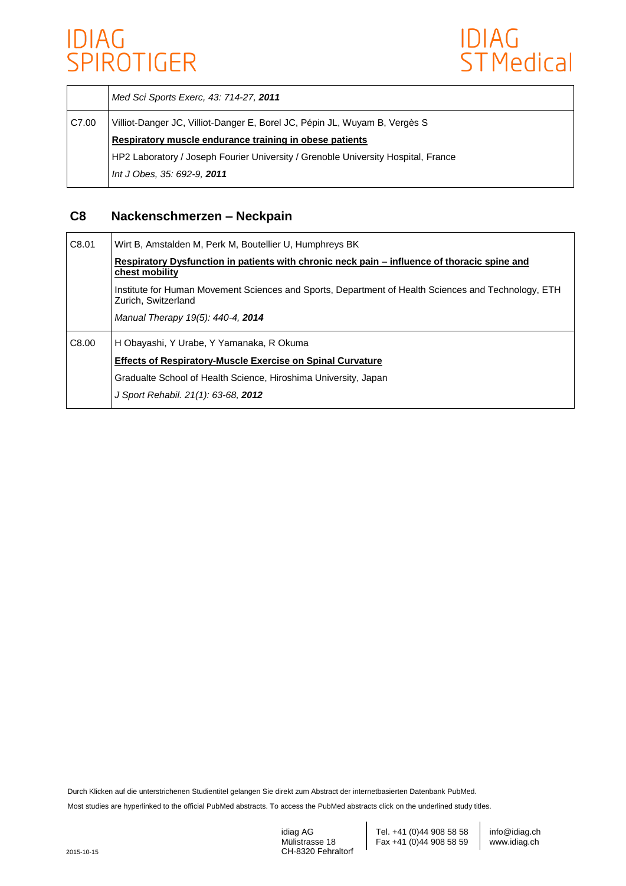| | |
|---|---|
| | *Med Sci Sports Exerc, 43: 714-27,* ***2011*** |
| C7.00 | Villiot-Danger JC, Villiot-Danger E, Borel JC, Pépin JL, Wuyam B, Vergès S<br>**Respiratory muscle endurance training in obese patients**<br>HP2 Laboratory / Joseph Fourier University / Grenoble University Hospital, France<br>*Int J Obes, 35: 692-9,* ***2011*** |

## C8 Nackenschmerzen – Neckpain

| | |
|---|---|
| C8.01 | Wirt B, Amstalden M, Perk M, Boutellier U, Humphreys BK<br>**Respiratory Dysfunction in patients with chronic neck pain – influence of thoracic spine and chest mobility**<br>Institute for Human Movement Sciences and Sports, Department of Health Sciences and Technology, ETH Zurich, Switzerland<br>*Manual Therapy 19(5): 440-4,* ***2014*** |
| C8.00 | H Obayashi, Y Urabe, Y Yamanaka, R Okuma<br>**Effects of Respiratory-Muscle Exercise on Spinal Curvature**<br>Gradualte School of Health Science, Hiroshima University, Japan<br>*J Sport Rehabil. 21(1): 63-68,* ***2012*** |

Durch Klicken auf die unterstrichenen Studientitel gelangen Sie direkt zum Abstract der internetbasierten Datenbank PubMed.

Most studies are hyperlinked to the official PubMed abstracts. To access the PubMed abstracts click on the underlined study titles.